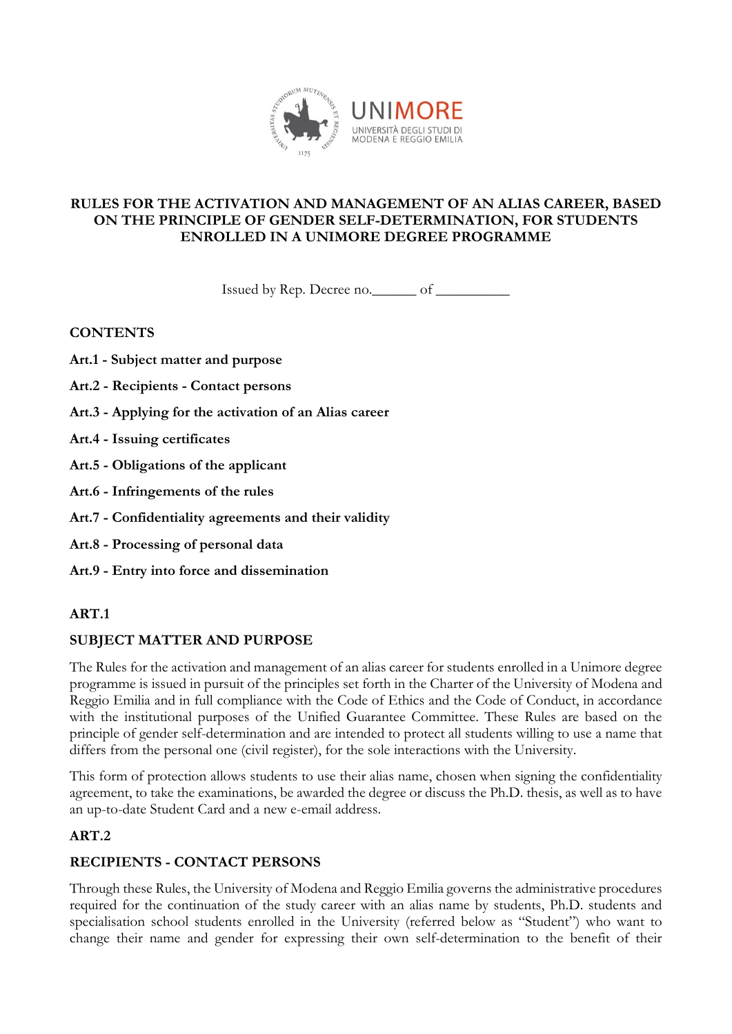# RULES FOR THE ACTIVATION AND MANAGEMENT OF AN ALIAS CAREER, BASED ON THE PRINCIPLE OF GENDER SELF-DETERMINATION, FOR STUDENTS ENROLLED IN A UNIMORE DEGREE PROGRAMME

Issued by Rep. Decree no.______ of __________

## CONTENTS

**Art.1 - Subject matter and purpose**

**Art.2 - Recipients - Contact persons**

**Art.3 - Applying for the activation of an Alias career**

**Art.4 - Issuing certificates**

**Art.5 - Obligations of the applicant**

**Art.6 - Infringements of the rules**

**Art.7 - Confidentiality agreements and their validity**

**Art.8 - Processing of personal data**

**Art.9 - Entry into force and dissemination**

## ART.1

## SUBJECT MATTER AND PURPOSE

The Rules for the activation and management of an alias career for students enrolled in a Unimore degree programme is issued in pursuit of the principles set forth in the Charter of the University of Modena and Reggio Emilia and in full compliance with the Code of Ethics and the Code of Conduct, in accordance with the institutional purposes of the Unified Guarantee Committee. These Rules are based on the principle of gender self-determination and are intended to protect all students willing to use a name that differs from the personal one (civil register), for the sole interactions with the University.

This form of protection allows students to use their alias name, chosen when signing the confidentiality agreement, to take the examinations, be awarded the degree or discuss the Ph.D. thesis, as well as to have an up-to-date Student Card and a new e-email address.

## ART.2

## RECIPIENTS - CONTACT PERSONS

Through these Rules, the University of Modena and Reggio Emilia governs the administrative procedures required for the continuation of the study career with an alias name by students, Ph.D. students and specialisation school students enrolled in the University (referred below as "Student") who want to change their name and gender for expressing their own self-determination to the benefit of their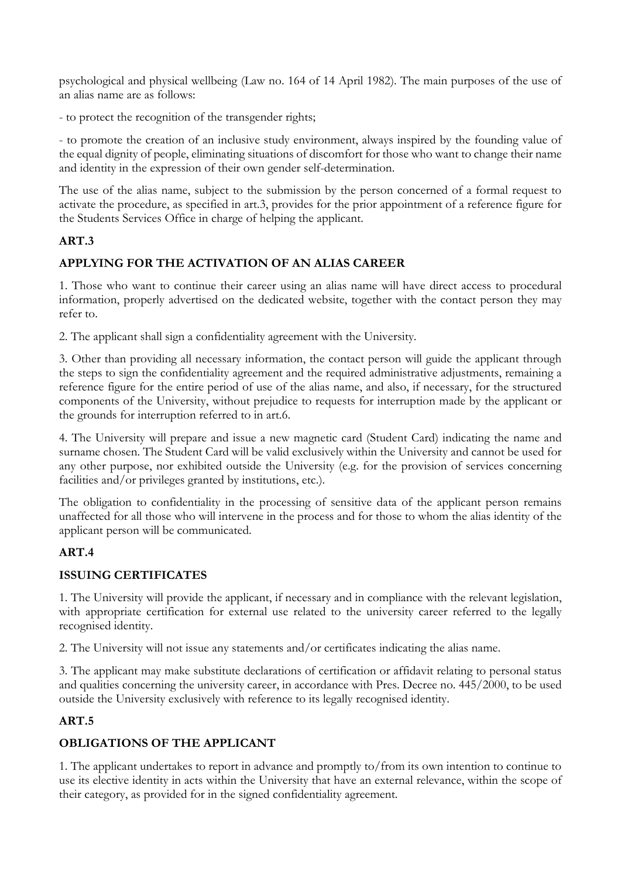psychological and physical wellbeing (Law no. 164 of 14 April 1982). The main purposes of the use of an alias name are as follows:

- to protect the recognition of the transgender rights;

- to promote the creation of an inclusive study environment, always inspired by the founding value of the equal dignity of people, eliminating situations of discomfort for those who want to change their name and identity in the expression of their own gender self-determination.

The use of the alias name, subject to the submission by the person concerned of a formal request to activate the procedure, as specified in art.3, provides for the prior appointment of a reference figure for the Students Services Office in charge of helping the applicant.

## ART.3

## APPLYING FOR THE ACTIVATION OF AN ALIAS CAREER

1. Those who want to continue their career using an alias name will have direct access to procedural information, properly advertised on the dedicated website, together with the contact person they may refer to.

2. The applicant shall sign a confidentiality agreement with the University.

3. Other than providing all necessary information, the contact person will guide the applicant through the steps to sign the confidentiality agreement and the required administrative adjustments, remaining a reference figure for the entire period of use of the alias name, and also, if necessary, for the structured components of the University, without prejudice to requests for interruption made by the applicant or the grounds for interruption referred to in art.6.

4. The University will prepare and issue a new magnetic card (Student Card) indicating the name and surname chosen. The Student Card will be valid exclusively within the University and cannot be used for any other purpose, nor exhibited outside the University (e.g. for the provision of services concerning facilities and/or privileges granted by institutions, etc.).

The obligation to confidentiality in the processing of sensitive data of the applicant person remains unaffected for all those who will intervene in the process and for those to whom the alias identity of the applicant person will be communicated.

## ART.4

## ISSUING CERTIFICATES

1. The University will provide the applicant, if necessary and in compliance with the relevant legislation, with appropriate certification for external use related to the university career referred to the legally recognised identity.

2. The University will not issue any statements and/or certificates indicating the alias name.

3. The applicant may make substitute declarations of certification or affidavit relating to personal status and qualities concerning the university career, in accordance with Pres. Decree no. 445/2000, to be used outside the University exclusively with reference to its legally recognised identity.

## ART.5

## OBLIGATIONS OF THE APPLICANT

1. The applicant undertakes to report in advance and promptly to/from its own intention to continue to use its elective identity in acts within the University that have an external relevance, within the scope of their category, as provided for in the signed confidentiality agreement.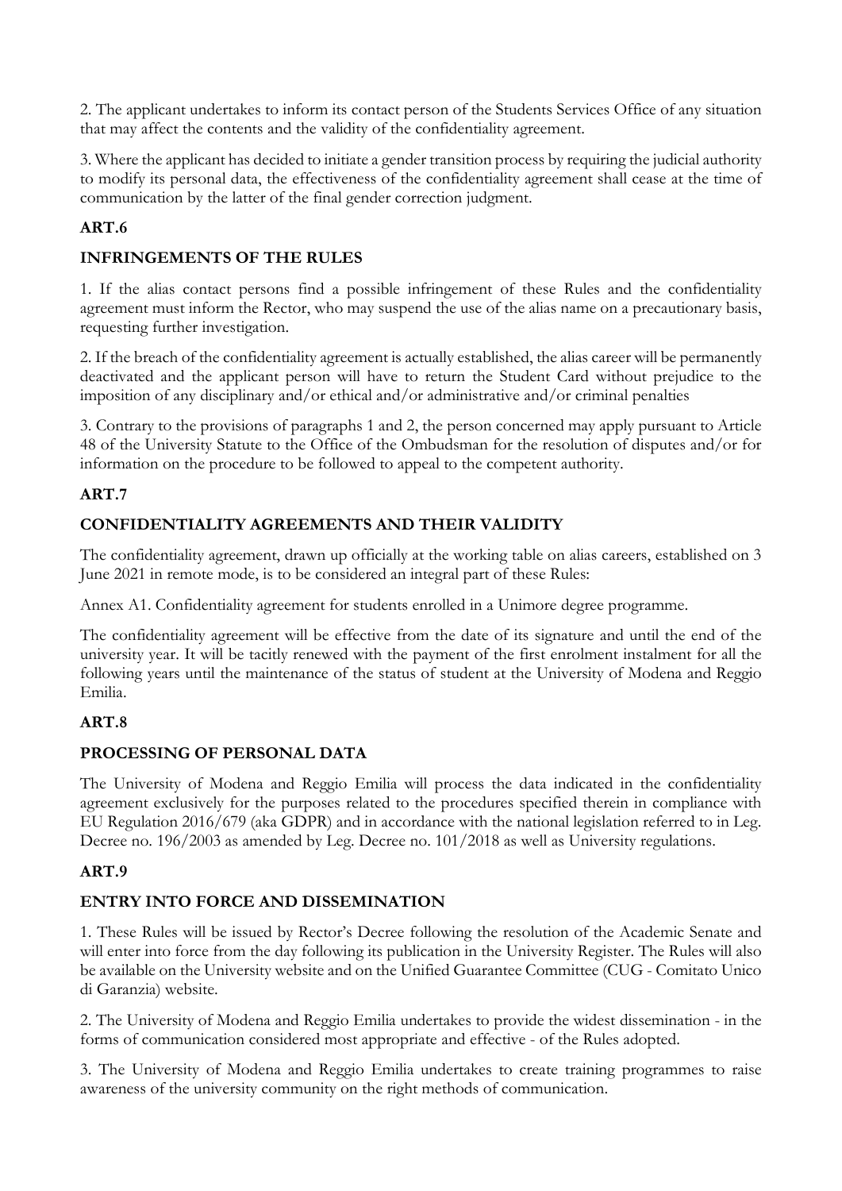2. The applicant undertakes to inform its contact person of the Students Services Office of any situation that may affect the contents and the validity of the confidentiality agreement.

3. Where the applicant has decided to initiate a gender transition process by requiring the judicial authority to modify its personal data, the effectiveness of the confidentiality agreement shall cease at the time of communication by the latter of the final gender correction judgment.

**ART.6**

**INFRINGEMENTS OF THE RULES**

1. If the alias contact persons find a possible infringement of these Rules and the confidentiality agreement must inform the Rector, who may suspend the use of the alias name on a precautionary basis, requesting further investigation.

2. If the breach of the confidentiality agreement is actually established, the alias career will be permanently deactivated and the applicant person will have to return the Student Card without prejudice to the imposition of any disciplinary and/or ethical and/or administrative and/or criminal penalties

3. Contrary to the provisions of paragraphs 1 and 2, the person concerned may apply pursuant to Article 48 of the University Statute to the Office of the Ombudsman for the resolution of disputes and/or for information on the procedure to be followed to appeal to the competent authority.

**ART.7**

**CONFIDENTIALITY AGREEMENTS AND THEIR VALIDITY**

The confidentiality agreement, drawn up officially at the working table on alias careers, established on 3 June 2021 in remote mode, is to be considered an integral part of these Rules:

Annex A1. Confidentiality agreement for students enrolled in a Unimore degree programme.

The confidentiality agreement will be effective from the date of its signature and until the end of the university year. It will be tacitly renewed with the payment of the first enrolment instalment for all the following years until the maintenance of the status of student at the University of Modena and Reggio Emilia.

**ART.8**

**PROCESSING OF PERSONAL DATA**

The University of Modena and Reggio Emilia will process the data indicated in the confidentiality agreement exclusively for the purposes related to the procedures specified therein in compliance with EU Regulation 2016/679 (aka GDPR) and in accordance with the national legislation referred to in Leg. Decree no. 196/2003 as amended by Leg. Decree no. 101/2018 as well as University regulations.

**ART.9**

**ENTRY INTO FORCE AND DISSEMINATION**

1. These Rules will be issued by Rector's Decree following the resolution of the Academic Senate and will enter into force from the day following its publication in the University Register. The Rules will also be available on the University website and on the Unified Guarantee Committee (CUG - Comitato Unico di Garanzia) website.

2. The University of Modena and Reggio Emilia undertakes to provide the widest dissemination - in the forms of communication considered most appropriate and effective - of the Rules adopted.

3. The University of Modena and Reggio Emilia undertakes to create training programmes to raise awareness of the university community on the right methods of communication.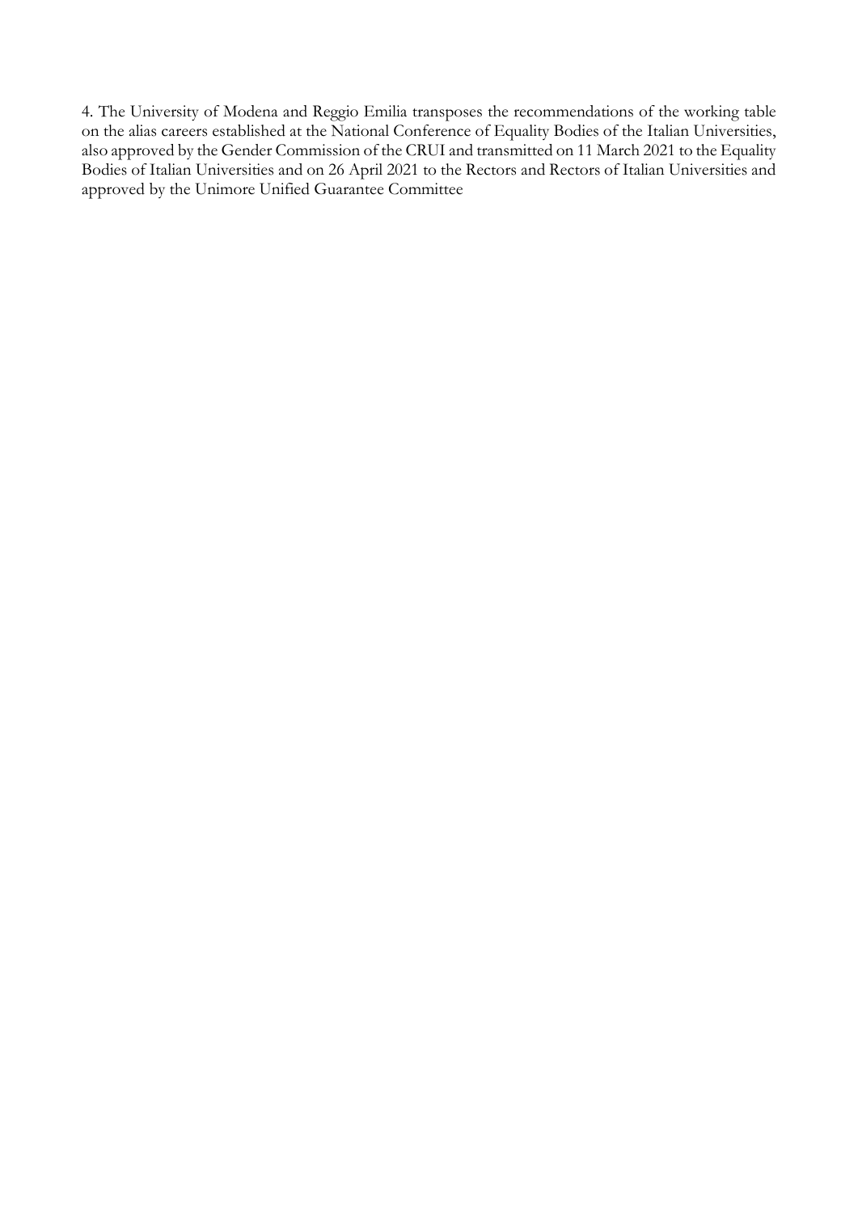4. The University of Modena and Reggio Emilia transposes the recommendations of the working table on the alias careers established at the National Conference of Equality Bodies of the Italian Universities, also approved by the Gender Commission of the CRUI and transmitted on 11 March 2021 to the Equality Bodies of Italian Universities and on 26 April 2021 to the Rectors and Rectors of Italian Universities and approved by the Unimore Unified Guarantee Committee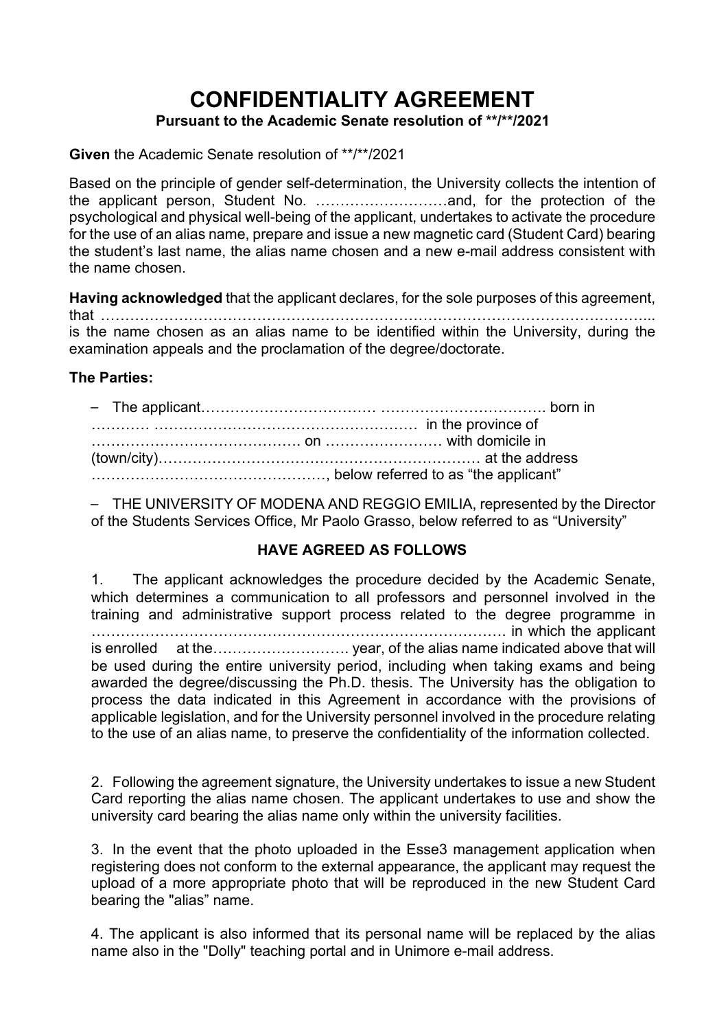# CONFIDENTIALITY AGREEMENT

**Pursuant to the Academic Senate resolution of **/**/2021**

**Given** the Academic Senate resolution of **/**/2021

Based on the principle of gender self-determination, the University collects the intention of the applicant person, Student No. ………………………and, for the protection of the psychological and physical well-being of the applicant, undertakes to activate the procedure for the use of an alias name, prepare and issue a new magnetic card (Student Card) bearing the student's last name, the alias name chosen and a new e-mail address consistent with the name chosen.

**Having acknowledged** that the applicant declares, for the sole purposes of this agreement, that ……………………………………………………………………………………………... is the name chosen as an alias name to be identified within the University, during the examination appeals and the proclamation of the degree/doctorate.

**The Parties:**

– The applicant……………………………… ……………………………. born in ………… …………………………………………… in the province of ……………………………………. on …………………… with domicile in (town/city)………………………………………………………… at the address …………………………………………, below referred to as "the applicant"

– THE UNIVERSITY OF MODENA AND REGGIO EMILIA, represented by the Director of the Students Services Office, Mr Paolo Grasso, below referred to as "University"

**HAVE AGREED AS FOLLOWS**

1. The applicant acknowledges the procedure decided by the Academic Senate, which determines a communication to all professors and personnel involved in the training and administrative support process related to the degree programme in ……………………………………………………………………………. in which the applicant is enrolled at the………………………. year, of the alias name indicated above that will be used during the entire university period, including when taking exams and being awarded the degree/discussing the Ph.D. thesis. The University has the obligation to process the data indicated in this Agreement in accordance with the provisions of applicable legislation, and for the University personnel involved in the procedure relating to the use of an alias name, to preserve the confidentiality of the information collected.

2. Following the agreement signature, the University undertakes to issue a new Student Card reporting the alias name chosen. The applicant undertakes to use and show the university card bearing the alias name only within the university facilities.

3. In the event that the photo uploaded in the Esse3 management application when registering does not conform to the external appearance, the applicant may request the upload of a more appropriate photo that will be reproduced in the new Student Card bearing the "alias" name.

4. The applicant is also informed that its personal name will be replaced by the alias name also in the "Dolly" teaching portal and in Unimore e-mail address.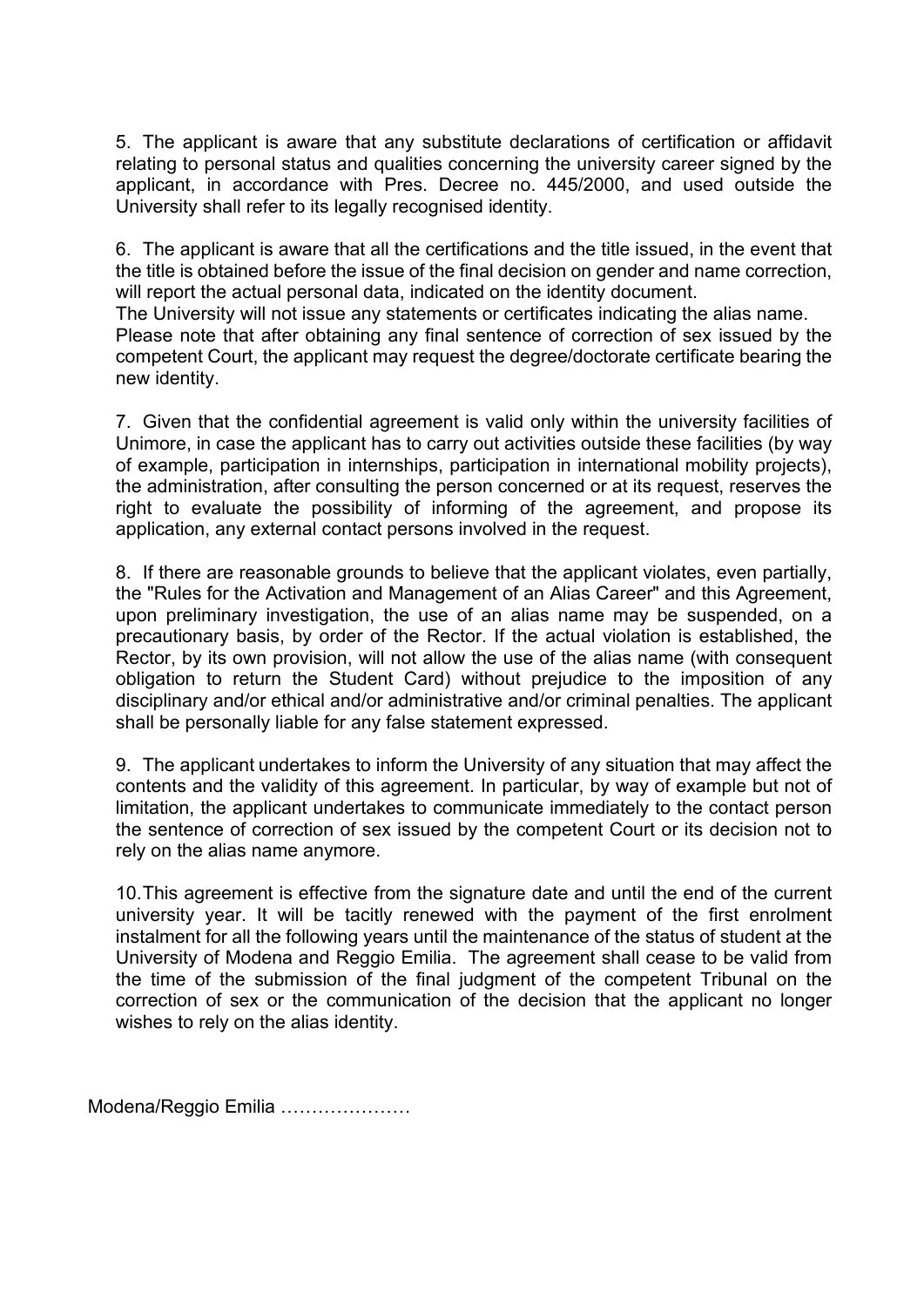5. The applicant is aware that any substitute declarations of certification or affidavit relating to personal status and qualities concerning the university career signed by the applicant, in accordance with Pres. Decree no. 445/2000, and used outside the University shall refer to its legally recognised identity.

6. The applicant is aware that all the certifications and the title issued, in the event that the title is obtained before the issue of the final decision on gender and name correction, will report the actual personal data, indicated on the identity document.
The University will not issue any statements or certificates indicating the alias name.
Please note that after obtaining any final sentence of correction of sex issued by the competent Court, the applicant may request the degree/doctorate certificate bearing the new identity.

7. Given that the confidential agreement is valid only within the university facilities of Unimore, in case the applicant has to carry out activities outside these facilities (by way of example, participation in internships, participation in international mobility projects), the administration, after consulting the person concerned or at its request, reserves the right to evaluate the possibility of informing of the agreement, and propose its application, any external contact persons involved in the request.

8. If there are reasonable grounds to believe that the applicant violates, even partially, the "Rules for the Activation and Management of an Alias Career" and this Agreement, upon preliminary investigation, the use of an alias name may be suspended, on a precautionary basis, by order of the Rector. If the actual violation is established, the Rector, by its own provision, will not allow the use of the alias name (with consequent obligation to return the Student Card) without prejudice to the imposition of any disciplinary and/or ethical and/or administrative and/or criminal penalties. The applicant shall be personally liable for any false statement expressed.

9. The applicant undertakes to inform the University of any situation that may affect the contents and the validity of this agreement. In particular, by way of example but not of limitation, the applicant undertakes to communicate immediately to the contact person the sentence of correction of sex issued by the competent Court or its decision not to rely on the alias name anymore.

10. This agreement is effective from the signature date and until the end of the current university year. It will be tacitly renewed with the payment of the first enrolment instalment for all the following years until the maintenance of the status of student at the University of Modena and Reggio Emilia. The agreement shall cease to be valid from the time of the submission of the final judgment of the competent Tribunal on the correction of sex or the communication of the decision that the applicant no longer wishes to rely on the alias identity.

Modena/Reggio Emilia …………………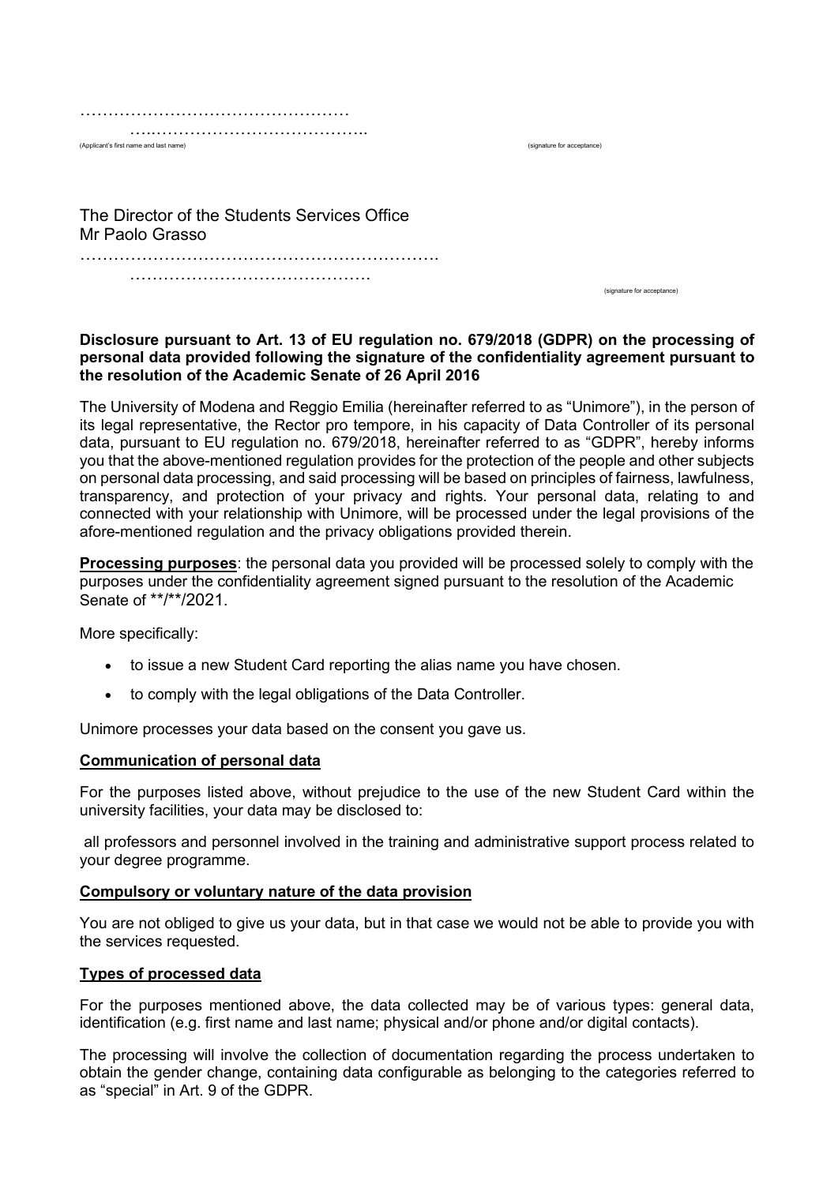…………………………………………

…….…………………………………..

(Applicant's first name and last name) (signature for acceptance)

The Director of the Students Services Office
Mr Paolo Grasso

……………………………………………………….

…………………………………….

(signature for acceptance)

**Disclosure pursuant to Art. 13 of EU regulation no. 679/2018 (GDPR) on the processing of personal data provided following the signature of the confidentiality agreement pursuant to the resolution of the Academic Senate of 26 April 2016**

The University of Modena and Reggio Emilia (hereinafter referred to as "Unimore"), in the person of its legal representative, the Rector pro tempore, in his capacity of Data Controller of its personal data, pursuant to EU regulation no. 679/2018, hereinafter referred to as "GDPR", hereby informs you that the above-mentioned regulation provides for the protection of the people and other subjects on personal data processing, and said processing will be based on principles of fairness, lawfulness, transparency, and protection of your privacy and rights. Your personal data, relating to and connected with your relationship with Unimore, will be processed under the legal provisions of the afore-mentioned regulation and the privacy obligations provided therein.

**Processing purposes**: the personal data you provided will be processed solely to comply with the purposes under the confidentiality agreement signed pursuant to the resolution of the Academic Senate of **/**/2021.

More specifically:

- to issue a new Student Card reporting the alias name you have chosen.
- to comply with the legal obligations of the Data Controller.

Unimore processes your data based on the consent you gave us.

**Communication of personal data**

For the purposes listed above, without prejudice to the use of the new Student Card within the university facilities, your data may be disclosed to:

all professors and personnel involved in the training and administrative support process related to your degree programme.

**Compulsory or voluntary nature of the data provision**

You are not obliged to give us your data, but in that case we would not be able to provide you with the services requested.

**Types of processed data**

For the purposes mentioned above, the data collected may be of various types: general data, identification (e.g. first name and last name; physical and/or phone and/or digital contacts).

The processing will involve the collection of documentation regarding the process undertaken to obtain the gender change, containing data configurable as belonging to the categories referred to as "special" in Art. 9 of the GDPR.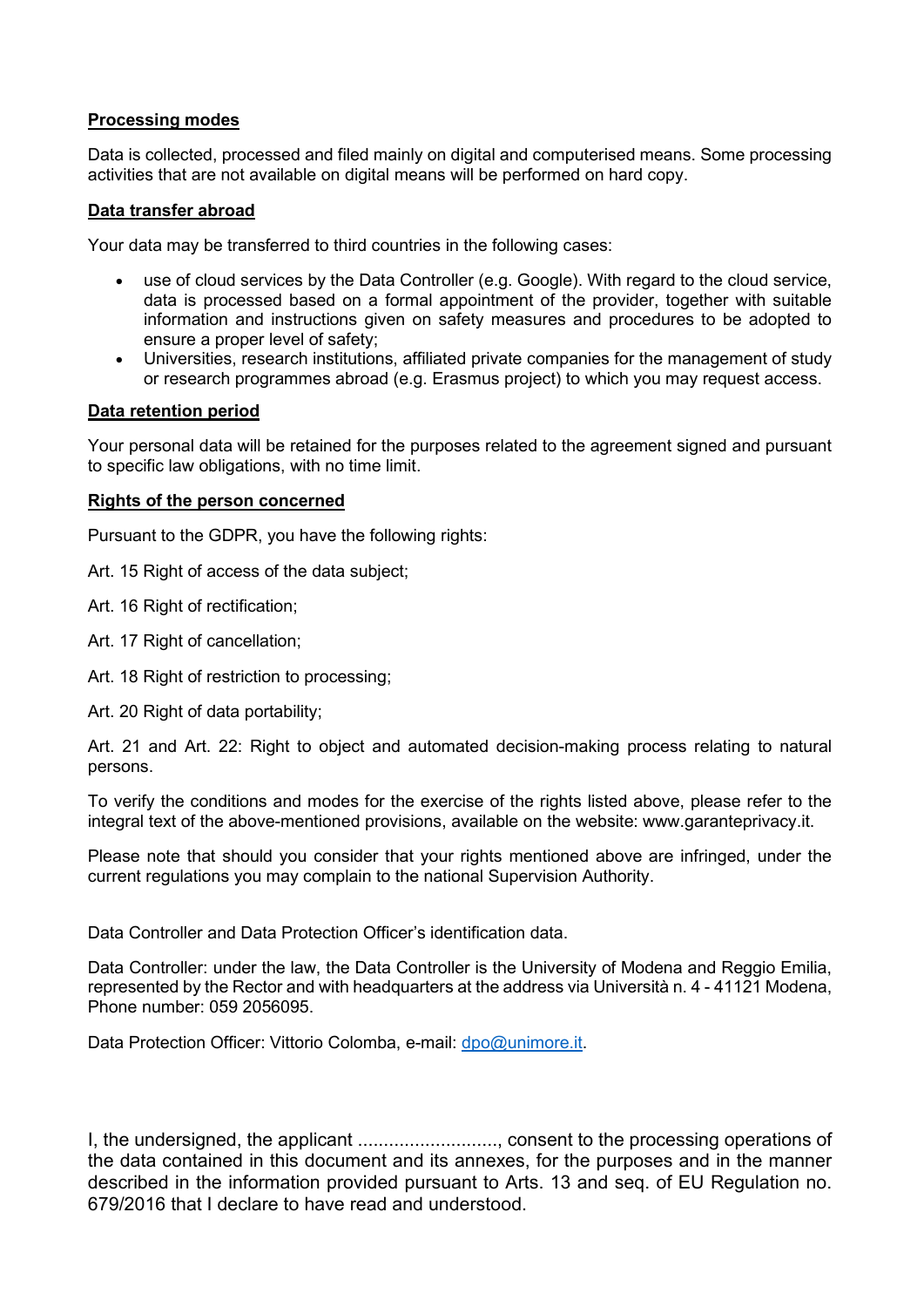**Processing modes**

Data is collected, processed and filed mainly on digital and computerised means. Some processing activities that are not available on digital means will be performed on hard copy.

**Data transfer abroad**

Your data may be transferred to third countries in the following cases:

- use of cloud services by the Data Controller (e.g. Google). With regard to the cloud service, data is processed based on a formal appointment of the provider, together with suitable information and instructions given on safety measures and procedures to be adopted to ensure a proper level of safety;
- Universities, research institutions, affiliated private companies for the management of study or research programmes abroad (e.g. Erasmus project) to which you may request access.

**Data retention period**

Your personal data will be retained for the purposes related to the agreement signed and pursuant to specific law obligations, with no time limit.

**Rights of the person concerned**

Pursuant to the GDPR, you have the following rights:

Art. 15 Right of access of the data subject;

Art. 16 Right of rectification;

Art. 17 Right of cancellation;

Art. 18 Right of restriction to processing;

Art. 20 Right of data portability;

Art. 21 and Art. 22: Right to object and automated decision-making process relating to natural persons.

To verify the conditions and modes for the exercise of the rights listed above, please refer to the integral text of the above-mentioned provisions, available on the website: www.garanteprivacy.it.

Please note that should you consider that your rights mentioned above are infringed, under the current regulations you may complain to the national Supervision Authority.

Data Controller and Data Protection Officer's identification data.

Data Controller: under the law, the Data Controller is the University of Modena and Reggio Emilia, represented by the Rector and with headquarters at the address via Università n. 4 - 41121 Modena, Phone number: 059 2056095.

Data Protection Officer: Vittorio Colomba, e-mail: dpo@unimore.it.

I, the undersigned, the applicant ..........................., consent to the processing operations of the data contained in this document and its annexes, for the purposes and in the manner described in the information provided pursuant to Arts. 13 and seq. of EU Regulation no. 679/2016 that I declare to have read and understood.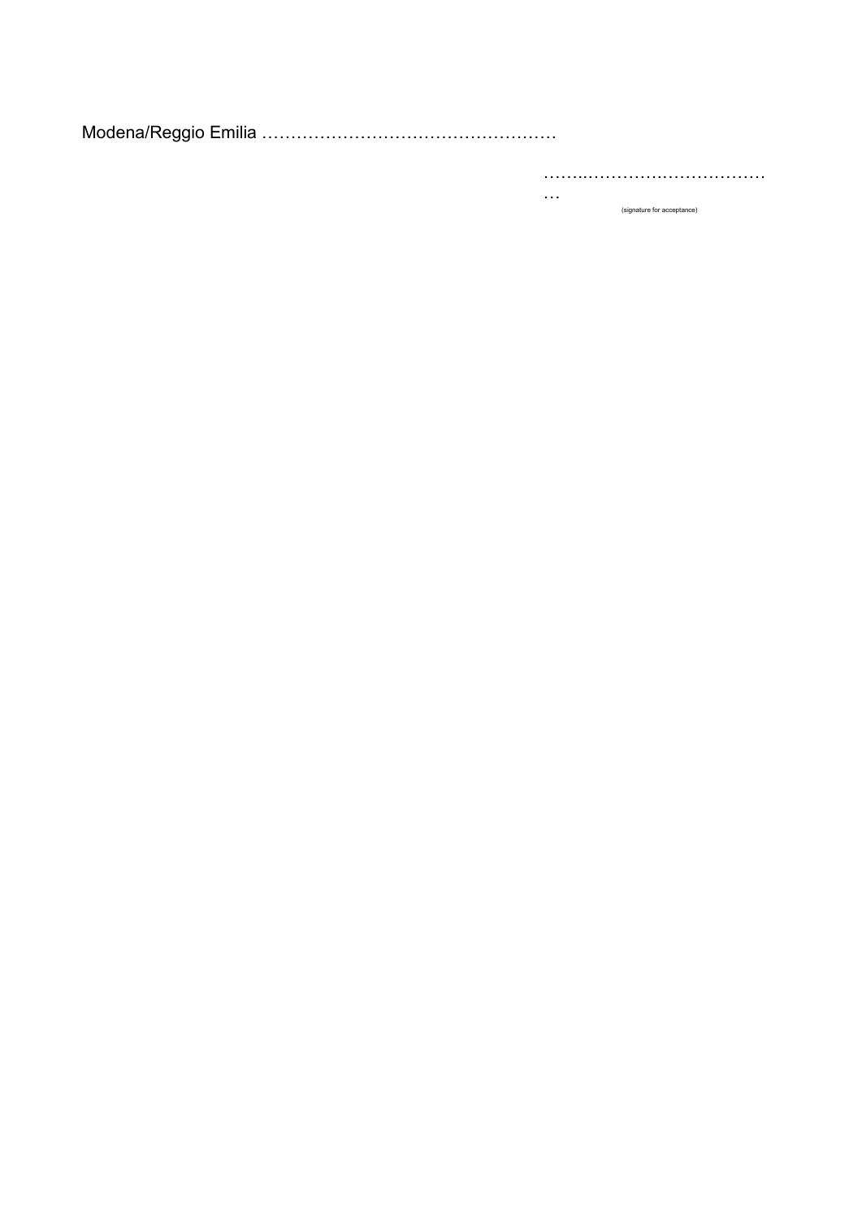Modena/Reggio Emilia ……………………………………………

……..………………………………
…
(signature for acceptance)